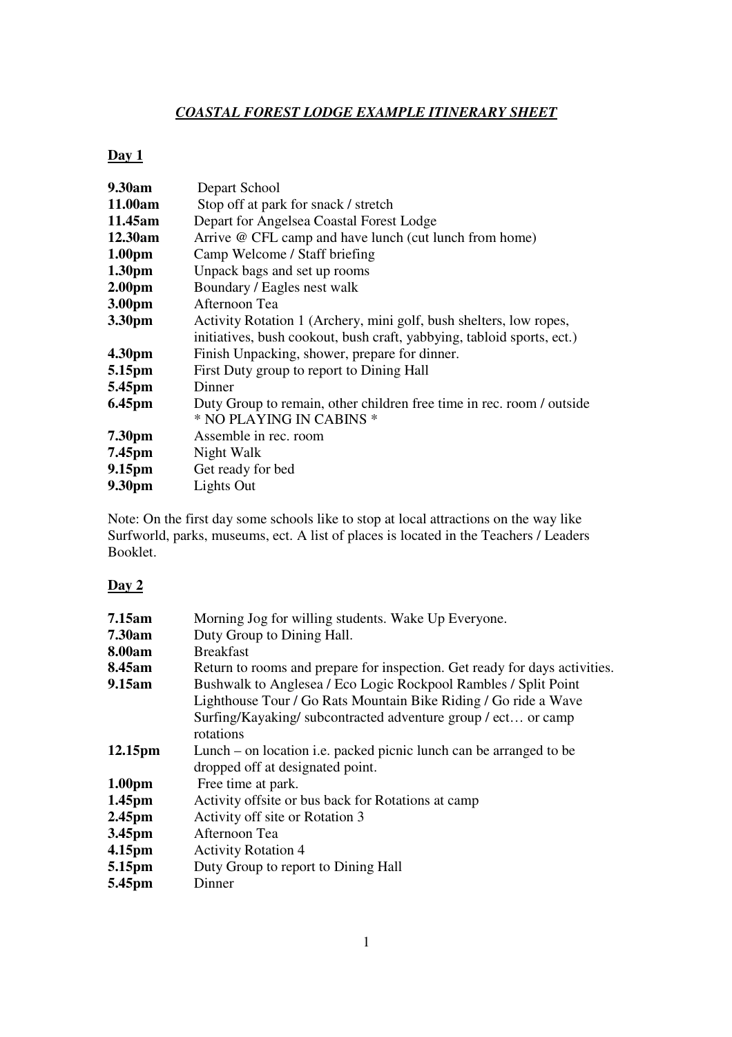# *COASTAL FOREST LODGE EXAMPLE ITINERARY SHEET*

## Day 1

| | |
|---|---|
| **9.30am** | Depart School |
| **11.00am** | Stop off at park for snack / stretch |
| **11.45am** | Depart for Angelsea Coastal Forest Lodge |
| **12.30am** | Arrive @ CFL camp and have lunch (cut lunch from home) |
| **1.00pm** | Camp Welcome / Staff briefing |
| **1.30pm** | Unpack bags and set up rooms |
| **2.00pm** | Boundary / Eagles nest walk |
| **3.00pm** | Afternoon Tea |
| **3.30pm** | Activity Rotation 1 (Archery, mini golf, bush shelters, low ropes, initiatives, bush cookout, bush craft, yabbying, tabloid sports, ect.) |
| **4.30pm** | Finish Unpacking, shower, prepare for dinner. |
| **5.15pm** | First Duty group to report to Dining Hall |
| **5.45pm** | Dinner |
| **6.45pm** | Duty Group to remain, other children free time in rec. room / outside * NO PLAYING IN CABINS * |
| **7.30pm** | Assemble in rec. room |
| **7.45pm** | Night Walk |
| **9.15pm** | Get ready for bed |
| **9.30pm** | Lights Out |

Note: On the first day some schools like to stop at local attractions on the way like Surfworld, parks, museums, ect. A list of places is located in the Teachers / Leaders Booklet.

## Day 2

| | |
|---|---|
| **7.15am** | Morning Jog for willing students. Wake Up Everyone. |
| **7.30am** | Duty Group to Dining Hall. |
| **8.00am** | Breakfast |
| **8.45am** | Return to rooms and prepare for inspection. Get ready for days activities. |
| **9.15am** | Bushwalk to Anglesea / Eco Logic Rockpool Rambles / Split Point Lighthouse Tour / Go Rats Mountain Bike Riding / Go ride a Wave Surfing/Kayaking/ subcontracted adventure group / ect… or camp rotations |
| **12.15pm** | Lunch – on location i.e. packed picnic lunch can be arranged to be dropped off at designated point. |
| **1.00pm** | Free time at park. |
| **1.45pm** | Activity offsite or bus back for Rotations at camp |
| **2.45pm** | Activity off site or Rotation 3 |
| **3.45pm** | Afternoon Tea |
| **4.15pm** | Activity Rotation 4 |
| **5.15pm** | Duty Group to report to Dining Hall |
| **5.45pm** | Dinner |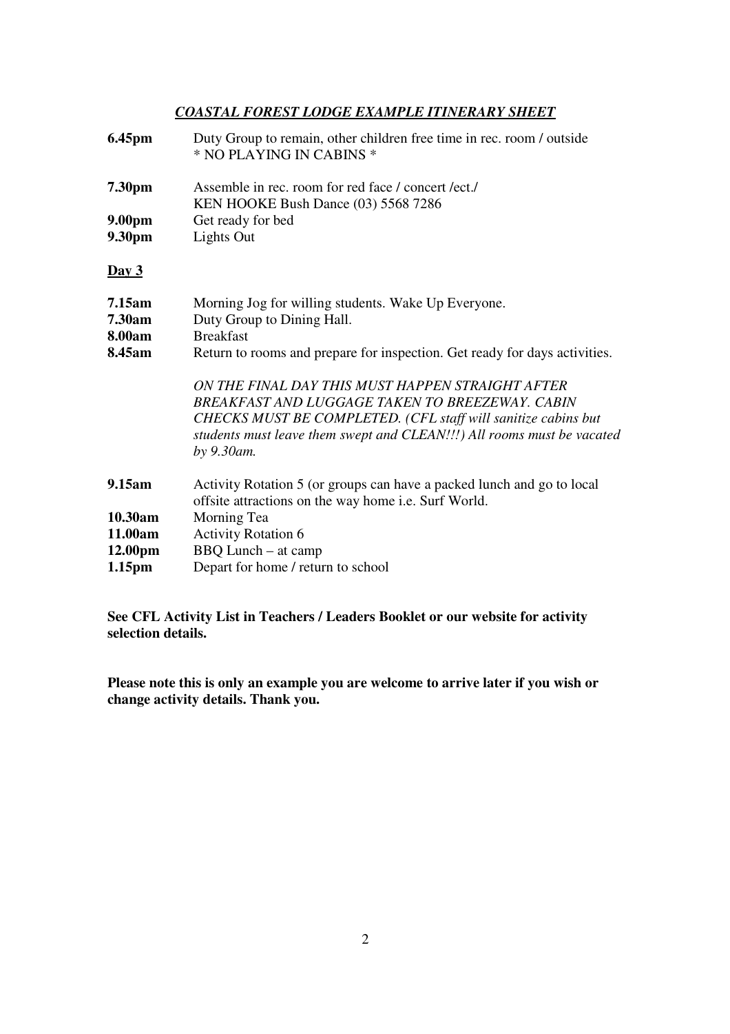## *COASTAL FOREST LODGE EXAMPLE ITINERARY SHEET*

**6.45pm** Duty Group to remain, other children free time in rec. room / outside
\* NO PLAYING IN CABINS \*

**7.30pm** Assemble in rec. room for red face / concert /ect./
KEN HOOKE Bush Dance (03) 5568 7286

**9.00pm** Get ready for bed

**9.30pm** Lights Out

**Day 3**

**7.15am** Morning Jog for willing students. Wake Up Everyone.

**7.30am** Duty Group to Dining Hall.

**8.00am** Breakfast

**8.45am** Return to rooms and prepare for inspection. Get ready for days activities.

*ON THE FINAL DAY THIS MUST HAPPEN STRAIGHT AFTER BREAKFAST AND LUGGAGE TAKEN TO BREEZEWAY. CABIN CHECKS MUST BE COMPLETED. (CFL staff will sanitize cabins but students must leave them swept and CLEAN!!!) All rooms must be vacated by 9.30am.*

**9.15am** Activity Rotation 5 (or groups can have a packed lunch and go to local offsite attractions on the way home i.e. Surf World.

**10.30am** Morning Tea

**11.00am** Activity Rotation 6

**12.00pm** BBQ Lunch – at camp

**1.15pm** Depart for home / return to school

**See CFL Activity List in Teachers / Leaders Booklet or our website for activity selection details.**

**Please note this is only an example you are welcome to arrive later if you wish or change activity details. Thank you.**